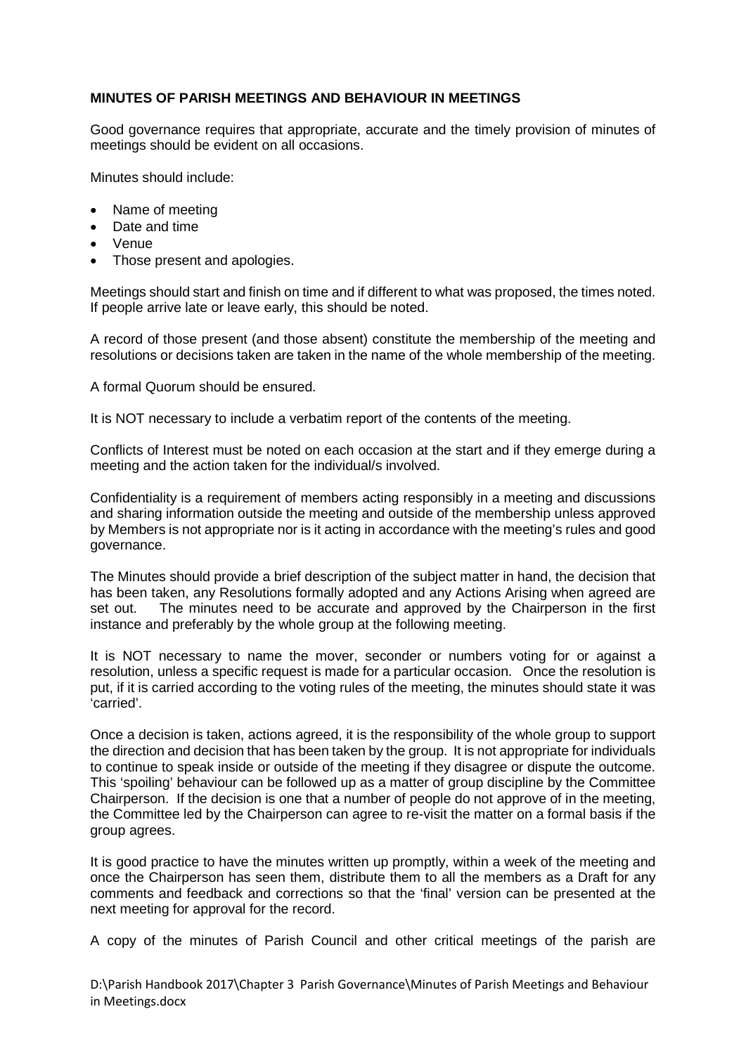**MINUTES OF PARISH MEETINGS AND BEHAVIOUR IN MEETINGS**

Good governance requires that appropriate, accurate and the timely provision of minutes of meetings should be evident on all occasions.

Minutes should include:

- Name of meeting
- Date and time
- Venue
- Those present and apologies.

Meetings should start and finish on time and if different to what was proposed, the times noted. If people arrive late or leave early, this should be noted.

A record of those present (and those absent) constitute the membership of the meeting and resolutions or decisions taken are taken in the name of the whole membership of the meeting.

A formal Quorum should be ensured.

It is NOT necessary to include a verbatim report of the contents of the meeting.

Conflicts of Interest must be noted on each occasion at the start and if they emerge during a meeting and the action taken for the individual/s involved.

Confidentiality is a requirement of members acting responsibly in a meeting and discussions and sharing information outside the meeting and outside of the membership unless approved by Members is not appropriate nor is it acting in accordance with the meeting's rules and good governance.

The Minutes should provide a brief description of the subject matter in hand, the decision that has been taken, any Resolutions formally adopted and any Actions Arising when agreed are set out. The minutes need to be accurate and approved by the Chairperson in the first instance and preferably by the whole group at the following meeting.

It is NOT necessary to name the mover, seconder or numbers voting for or against a resolution, unless a specific request is made for a particular occasion. Once the resolution is put, if it is carried according to the voting rules of the meeting, the minutes should state it was 'carried'.

Once a decision is taken, actions agreed, it is the responsibility of the whole group to support the direction and decision that has been taken by the group. It is not appropriate for individuals to continue to speak inside or outside of the meeting if they disagree or dispute the outcome. This 'spoiling' behaviour can be followed up as a matter of group discipline by the Committee Chairperson. If the decision is one that a number of people do not approve of in the meeting, the Committee led by the Chairperson can agree to re-visit the matter on a formal basis if the group agrees.

It is good practice to have the minutes written up promptly, within a week of the meeting and once the Chairperson has seen them, distribute them to all the members as a Draft for any comments and feedback and corrections so that the 'final' version can be presented at the next meeting for approval for the record.

A copy of the minutes of Parish Council and other critical meetings of the parish are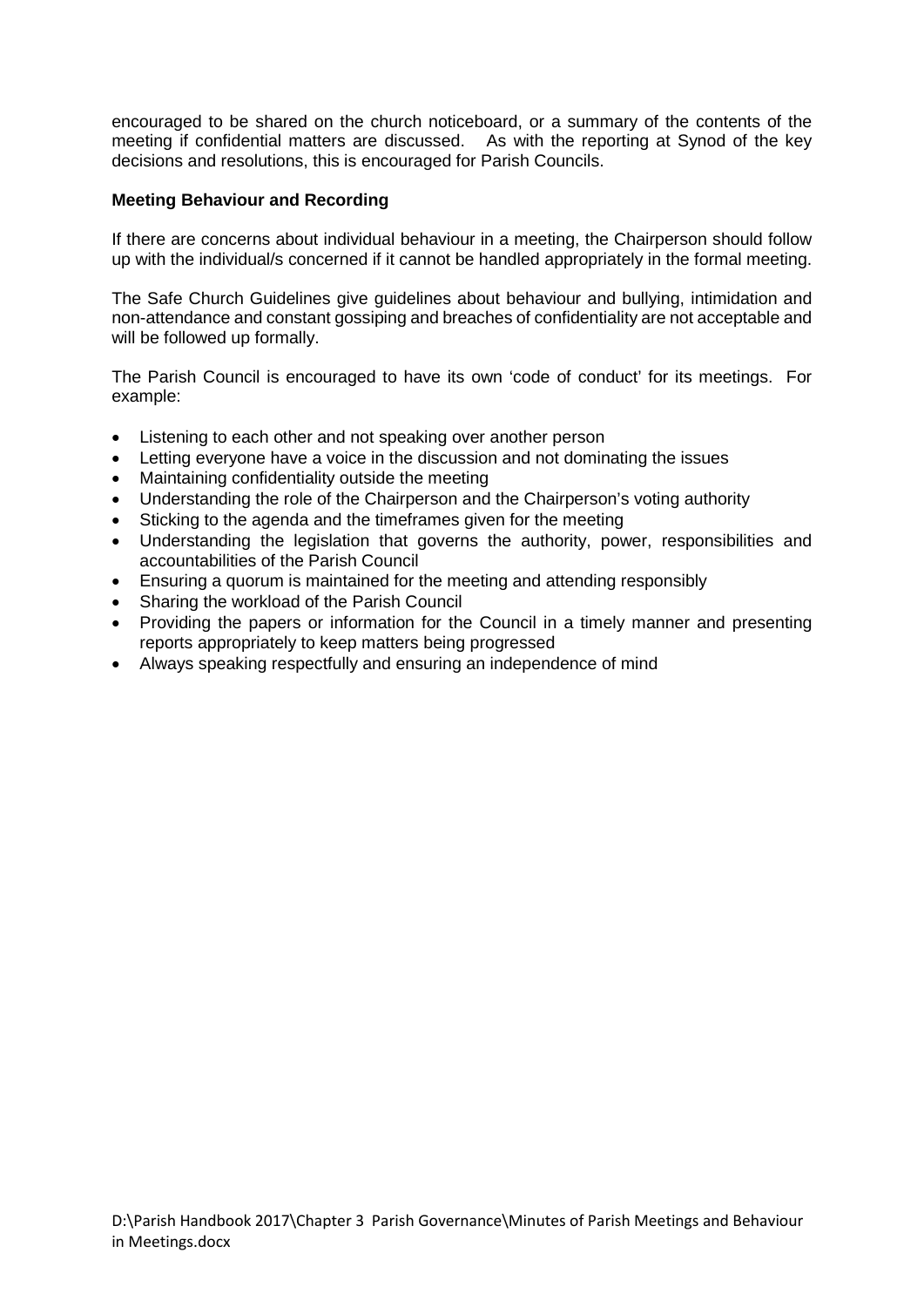encouraged to be shared on the church noticeboard, or a summary of the contents of the meeting if confidential matters are discussed. As with the reporting at Synod of the key decisions and resolutions, this is encouraged for Parish Councils.

**Meeting Behaviour and Recording**

If there are concerns about individual behaviour in a meeting, the Chairperson should follow up with the individual/s concerned if it cannot be handled appropriately in the formal meeting.

The Safe Church Guidelines give guidelines about behaviour and bullying, intimidation and non-attendance and constant gossiping and breaches of confidentiality are not acceptable and will be followed up formally.

The Parish Council is encouraged to have its own 'code of conduct' for its meetings. For example:

- Listening to each other and not speaking over another person
- Letting everyone have a voice in the discussion and not dominating the issues
- Maintaining confidentiality outside the meeting
- Understanding the role of the Chairperson and the Chairperson's voting authority
- Sticking to the agenda and the timeframes given for the meeting
- Understanding the legislation that governs the authority, power, responsibilities and accountabilities of the Parish Council
- Ensuring a quorum is maintained for the meeting and attending responsibly
- Sharing the workload of the Parish Council
- Providing the papers or information for the Council in a timely manner and presenting reports appropriately to keep matters being progressed
- Always speaking respectfully and ensuring an independence of mind